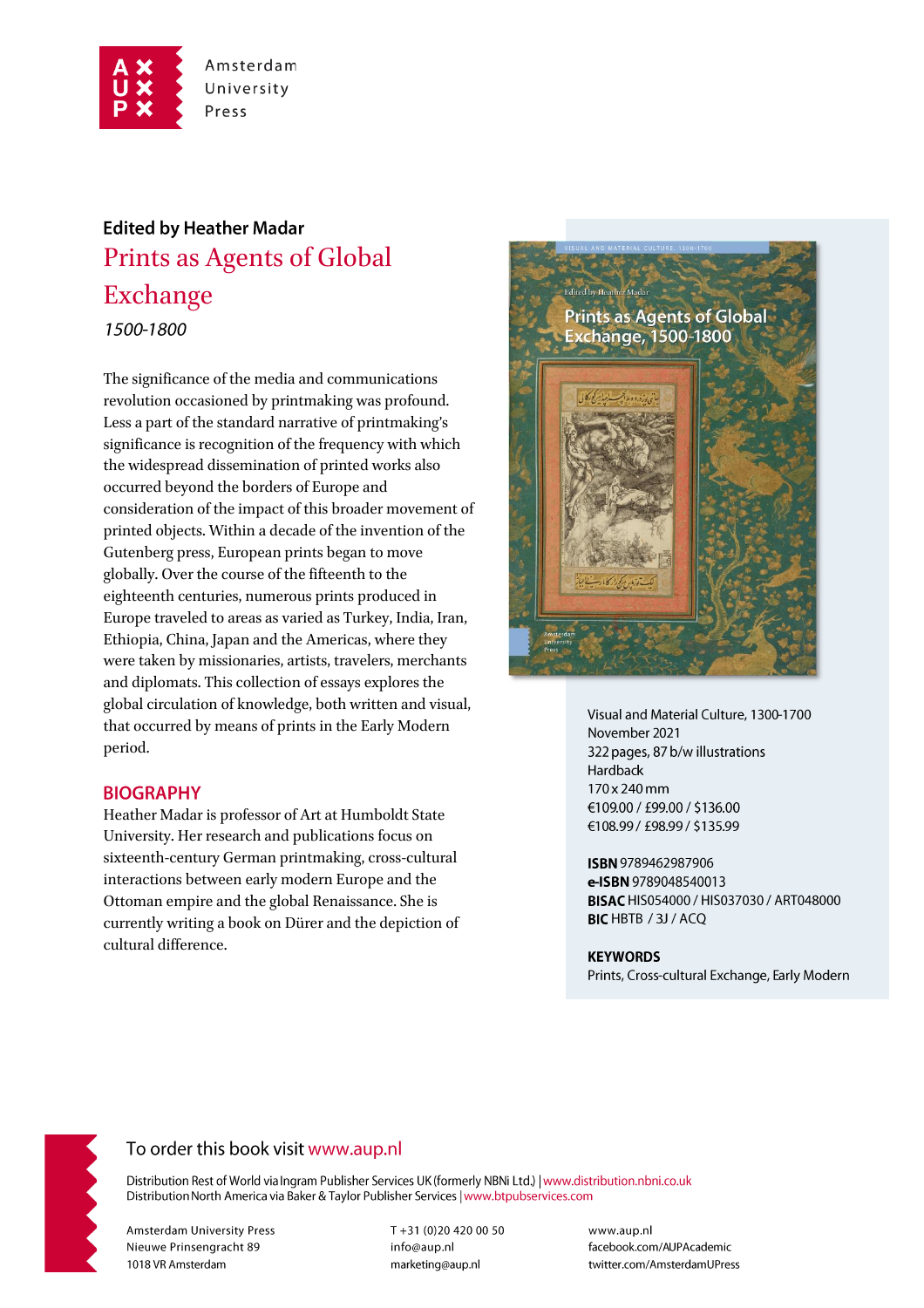Amsterdam University Press

**Edited by Heather Madar**

# Prints as Agents of Global Exchange

*1500-1800*

The significance of the media and communications revolution occasioned by printmaking was profound. Less a part of the standard narrative of printmaking's significance is recognition of the frequency with which the widespread dissemination of printed works also occurred beyond the borders of Europe and consideration of the impact of this broader movement of printed objects. Within a decade of the invention of the Gutenberg press, European prints began to move globally. Over the course of the fifteenth to the eighteenth centuries, numerous prints produced in Europe traveled to areas as varied as Turkey, India, Iran, Ethiopia, China, Japan and the Americas, where they were taken by missionaries, artists, travelers, merchants and diplomats. This collection of essays explores the global circulation of knowledge, both written and visual, that occurred by means of prints in the Early Modern period.

## BIOGRAPHY

Heather Madar is professor of Art at Humboldt State University. Her research and publications focus on sixteenth-century German printmaking, cross-cultural interactions between early modern Europe and the Ottoman empire and the global Renaissance. She is currently writing a book on Dürer and the depiction of cultural difference.

Visual and Material Culture, 1300-1700
November 2021
322 pages, 87 b/w illustrations
Hardback
170 x 240 mm
€109.00 / £99.00 / $136.00
€108.99 / £98.99 / $135.99

**ISBN** 9789462987906
**e-ISBN** 9789048540013
**BISAC** HIS054000 / HIS037030 / ART048000
**BIC** HBTB / 3J / ACQ

**KEYWORDS**
Prints, Cross-cultural Exchange, Early Modern

To order this book visit www.aup.nl

Distribution Rest of World via Ingram Publisher Services UK (formerly NBNi Ltd.) | www.distribution.nbni.co.uk
Distribution North America via Baker & Taylor Publisher Services | www.btpubservices.com

Amsterdam University Press
Nieuwe Prinsengracht 89
1018 VR Amsterdam

T +31 (0)20 420 00 50
info@aup.nl
marketing@aup.nl

www.aup.nl
facebook.com/AUPAcademic
twitter.com/AmsterdamUPress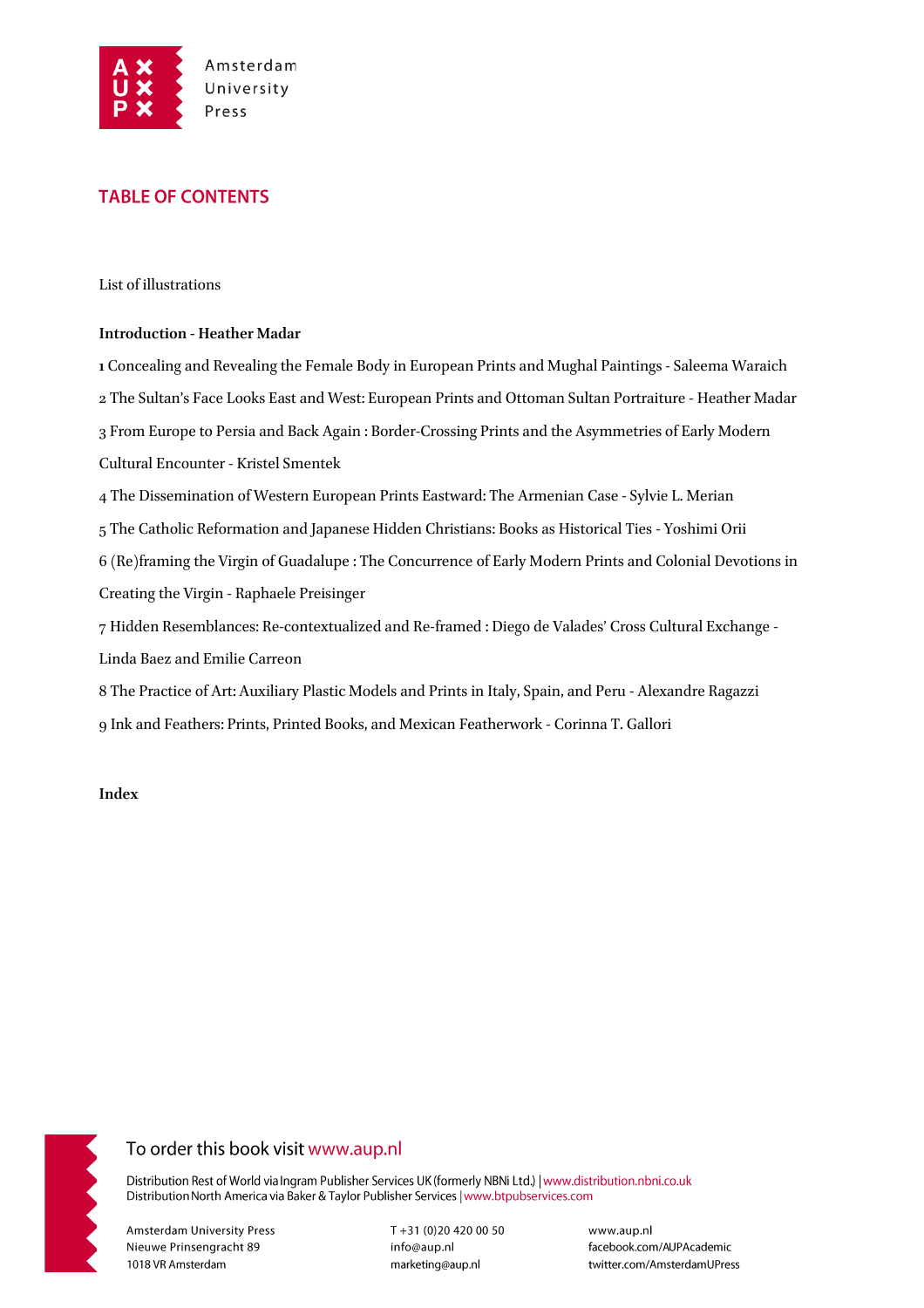## TABLE OF CONTENTS

List of illustrations

**Introduction - Heather Madar**

1 Concealing and Revealing the Female Body in European Prints and Mughal Paintings - Saleema Waraich

2 The Sultan's Face Looks East and West: European Prints and Ottoman Sultan Portraiture - Heather Madar

3 From Europe to Persia and Back Again : Border-Crossing Prints and the Asymmetries of Early Modern Cultural Encounter - Kristel Smentek

4 The Dissemination of Western European Prints Eastward: The Armenian Case - Sylvie L. Merian

5 The Catholic Reformation and Japanese Hidden Christians: Books as Historical Ties - Yoshimi Orii

6 (Re)framing the Virgin of Guadalupe : The Concurrence of Early Modern Prints and Colonial Devotions in Creating the Virgin - Raphaele Preisinger

7 Hidden Resemblances: Re-contextualized and Re-framed : Diego de Valades' Cross Cultural Exchange - Linda Baez and Emilie Carreon

8 The Practice of Art: Auxiliary Plastic Models and Prints in Italy, Spain, and Peru - Alexandre Ragazzi

9 Ink and Feathers: Prints, Printed Books, and Mexican Featherwork - Corinna T. Gallori

**Index**

To order this book visit www.aup.nl

Distribution Rest of World via Ingram Publisher Services UK (formerly NBNi Ltd.) | www.distribution.nbni.co.uk
Distribution North America via Baker & Taylor Publisher Services | www.btpubservices.com

Amsterdam University Press
Nieuwe Prinsengracht 89
1018 VR Amsterdam

T +31 (0)20 420 00 50
info@aup.nl
marketing@aup.nl

www.aup.nl
facebook.com/AUPAcademic
twitter.com/AmsterdamUPress